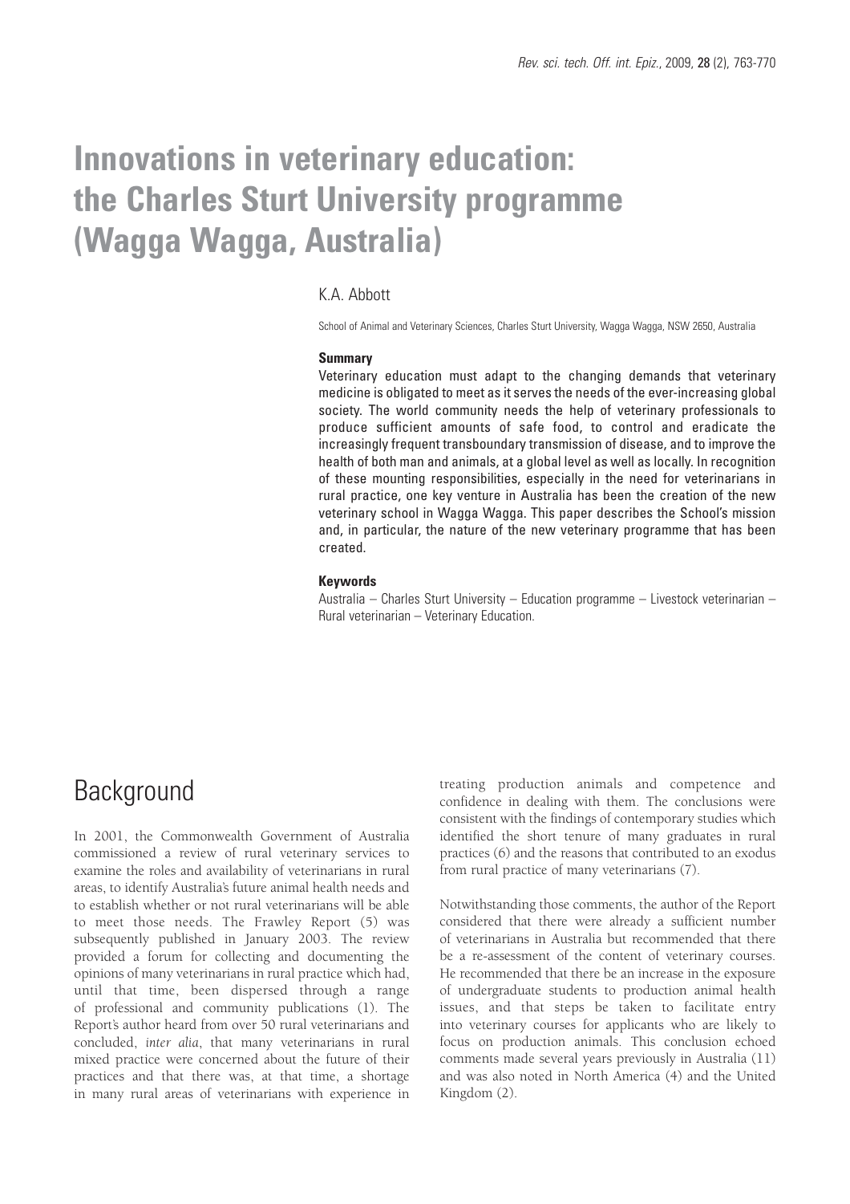# Innovations in veterinary education: the Charles Sturt University programme (Wagga Wagga, Australia)

K.A. Abbott

School of Animal and Veterinary Sciences, Charles Sturt University, Wagga Wagga, NSW 2650, Australia

### Summary

Veterinary education must adapt to the changing demands that veterinary medicine is obligated to meet as it serves the needs of the ever-increasing global society. The world community needs the help of veterinary professionals to produce sufficient amounts of safe food, to control and eradicate the increasingly frequent transboundary transmission of disease, and to improve the health of both man and animals, at a global level as well as locally. In recognition of these mounting responsibilities, especially in the need for veterinarians in rural practice, one key venture in Australia has been the creation of the new veterinary school in Wagga Wagga. This paper describes the School's mission and, in particular, the nature of the new veterinary programme that has been created.

### Keywords

Australia – Charles Sturt University – Education programme – Livestock veterinarian – Rural veterinarian – Veterinary Education.

## Background

In 2001, the Commonwealth Government of Australia commissioned a review of rural veterinary services to examine the roles and availability of veterinarians in rural areas, to identify Australia's future animal health needs and to establish whether or not rural veterinarians will be able to meet those needs. The Frawley Report (5) was subsequently published in January 2003. The review provided a forum for collecting and documenting the opinions of many veterinarians in rural practice which had, until that time, been dispersed through a range of professional and community publications (1). The Report's author heard from over 50 rural veterinarians and concluded, *inter alia*, that many veterinarians in rural mixed practice were concerned about the future of their practices and that there was, at that time, a shortage in many rural areas of veterinarians with experience in treating production animals and competence and confidence in dealing with them. The conclusions were consistent with the findings of contemporary studies which identified the short tenure of many graduates in rural practices (6) and the reasons that contributed to an exodus from rural practice of many veterinarians (7).

Notwithstanding those comments, the author of the Report considered that there were already a sufficient number of veterinarians in Australia but recommended that there be a re-assessment of the content of veterinary courses. He recommended that there be an increase in the exposure of undergraduate students to production animal health issues, and that steps be taken to facilitate entry into veterinary courses for applicants who are likely to focus on production animals. This conclusion echoed comments made several years previously in Australia (11) and was also noted in North America (4) and the United Kingdom (2).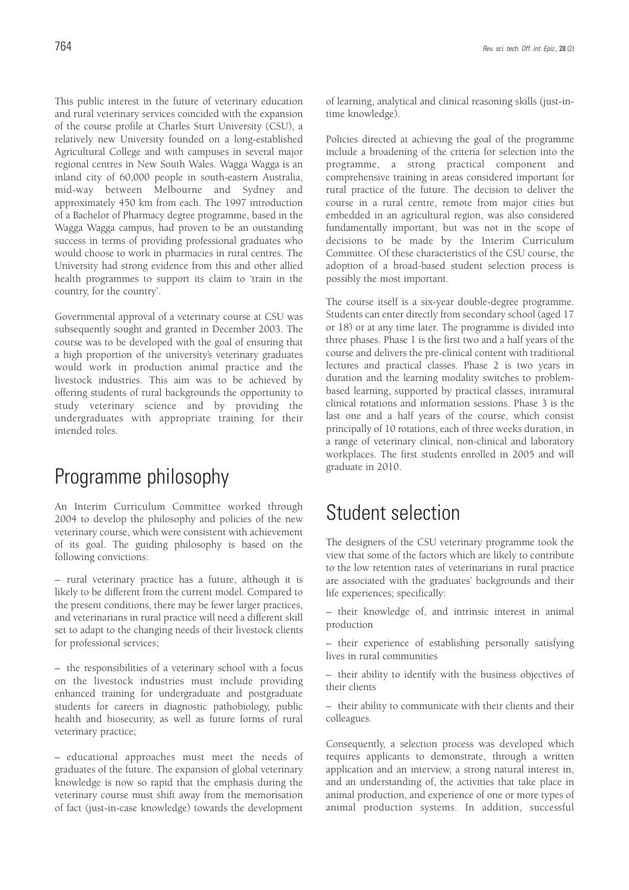This public interest in the future of veterinary education and rural veterinary services coincided with the expansion of the course profile at Charles Sturt University (CSU), a relatively new University founded on a long-established Agricultural College and with campuses in several major regional centres in New South Wales. Wagga Wagga is an inland city of 60,000 people in south-eastern Australia, mid-way between Melbourne and Sydney and approximately 450 km from each. The 1997 introduction of a Bachelor of Pharmacy degree programme, based in the Wagga Wagga campus, had proven to be an outstanding success in terms of providing professional graduates who would choose to work in pharmacies in rural centres. The University had strong evidence from this and other allied health programmes to support its claim to 'train in the country, for the country'.

Governmental approval of a veterinary course at CSU was subsequently sought and granted in December 2003. The course was to be developed with the goal of ensuring that a high proportion of the university's veterinary graduates would work in production animal practice and the livestock industries. This aim was to be achieved by offering students of rural backgrounds the opportunity to study veterinary science and by providing the undergraduates with appropriate training for their intended roles.

## Programme philosophy

An Interim Curriculum Committee worked through 2004 to develop the philosophy and policies of the new veterinary course, which were consistent with achievement of its goal. The guiding philosophy is based on the following convictions:

– rural veterinary practice has a future, although it is likely to be different from the current model. Compared to the present conditions, there may be fewer larger practices, and veterinarians in rural practice will need a different skill set to adapt to the changing needs of their livestock clients for professional services;

– the responsibilities of a veterinary school with a focus on the livestock industries must include providing enhanced training for undergraduate and postgraduate students for careers in diagnostic pathobiology, public health and biosecurity, as well as future forms of rural veterinary practice;

– educational approaches must meet the needs of graduates of the future. The expansion of global veterinary knowledge is now so rapid that the emphasis during the veterinary course must shift away from the memorisation of fact (just-in-case knowledge) towards the development of learning, analytical and clinical reasoning skills (just-in-time knowledge).

Policies directed at achieving the goal of the programme include a broadening of the criteria for selection into the programme, a strong practical component and comprehensive training in areas considered important for rural practice of the future. The decision to deliver the course in a rural centre, remote from major cities but embedded in an agricultural region, was also considered fundamentally important, but was not in the scope of decisions to be made by the Interim Curriculum Committee. Of these characteristics of the CSU course, the adoption of a broad-based student selection process is possibly the most important.

The course itself is a six-year double-degree programme. Students can enter directly from secondary school (aged 17 or 18) or at any time later. The programme is divided into three phases. Phase 1 is the first two and a half years of the course and delivers the pre-clinical content with traditional lectures and practical classes. Phase 2 is two years in duration and the learning modality switches to problem-based learning, supported by practical classes, intramural clinical rotations and information sessions. Phase 3 is the last one and a half years of the course, which consist principally of 10 rotations, each of three weeks duration, in a range of veterinary clinical, non-clinical and laboratory workplaces. The first students enrolled in 2005 and will graduate in 2010.

## Student selection

The designers of the CSU veterinary programme took the view that some of the factors which are likely to contribute to the low retention rates of veterinarians in rural practice are associated with the graduates' backgrounds and their life experiences; specifically:

– their knowledge of, and intrinsic interest in animal production

– their experience of establishing personally satisfying lives in rural communities

– their ability to identify with the business objectives of their clients

– their ability to communicate with their clients and their colleagues.

Consequently, a selection process was developed which requires applicants to demonstrate, through a written application and an interview, a strong natural interest in, and an understanding of, the activities that take place in animal production, and experience of one or more types of animal production systems. In addition, successful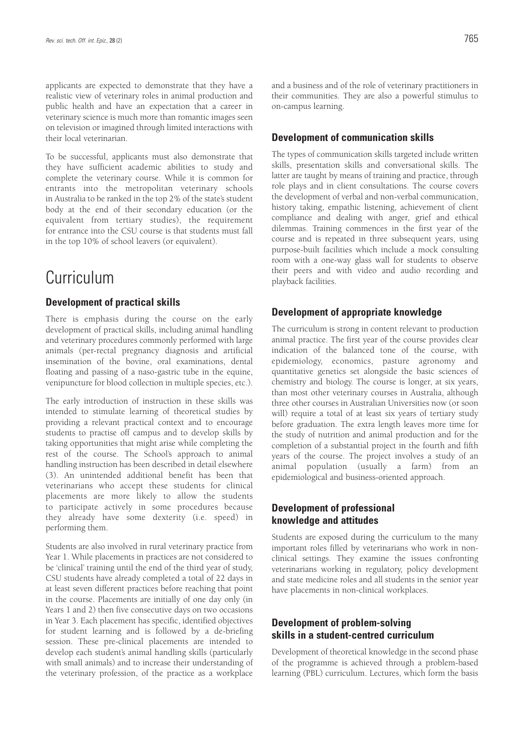applicants are expected to demonstrate that they have a realistic view of veterinary roles in animal production and public health and have an expectation that a career in veterinary science is much more than romantic images seen on television or imagined through limited interactions with their local veterinarian.

To be successful, applicants must also demonstrate that they have sufficient academic abilities to study and complete the veterinary course. While it is common for entrants into the metropolitan veterinary schools in Australia to be ranked in the top 2% of the state's student body at the end of their secondary education (or the equivalent from tertiary studies), the requirement for entrance into the CSU course is that students must fall in the top 10% of school leavers (or equivalent).

# Curriculum

## Development of practical skills

There is emphasis during the course on the early development of practical skills, including animal handling and veterinary procedures commonly performed with large animals (per-rectal pregnancy diagnosis and artificial insemination of the bovine, oral examinations, dental floating and passing of a naso-gastric tube in the equine, venipuncture for blood collection in multiple species, etc.).

The early introduction of instruction in these skills was intended to stimulate learning of theoretical studies by providing a relevant practical context and to encourage students to practise off campus and to develop skills by taking opportunities that might arise while completing the rest of the course. The School's approach to animal handling instruction has been described in detail elsewhere (3). An unintended additional benefit has been that veterinarians who accept these students for clinical placements are more likely to allow the students to participate actively in some procedures because they already have some dexterity (i.e. speed) in performing them.

Students are also involved in rural veterinary practice from Year 1. While placements in practices are not considered to be 'clinical' training until the end of the third year of study, CSU students have already completed a total of 22 days in at least seven different practices before reaching that point in the course. Placements are initially of one day only (in Years 1 and 2) then five consecutive days on two occasions in Year 3. Each placement has specific, identified objectives for student learning and is followed by a de-briefing session. These pre-clinical placements are intended to develop each student's animal handling skills (particularly with small animals) and to increase their understanding of the veterinary profession, of the practice as a workplace and a business and of the role of veterinary practitioners in their communities. They are also a powerful stimulus to on-campus learning.

## Development of communication skills

The types of communication skills targeted include written skills, presentation skills and conversational skills. The latter are taught by means of training and practice, through role plays and in client consultations. The course covers the development of verbal and non-verbal communication, history taking, empathic listening, achievement of client compliance and dealing with anger, grief and ethical dilemmas. Training commences in the first year of the course and is repeated in three subsequent years, using purpose-built facilities which include a mock consulting room with a one-way glass wall for students to observe their peers and with video and audio recording and playback facilities.

## Development of appropriate knowledge

The curriculum is strong in content relevant to production animal practice. The first year of the course provides clear indication of the balanced tone of the course, with epidemiology, economics, pasture agronomy and quantitative genetics set alongside the basic sciences of chemistry and biology. The course is longer, at six years, than most other veterinary courses in Australia, although three other courses in Australian Universities now (or soon will) require a total of at least six years of tertiary study before graduation. The extra length leaves more time for the study of nutrition and animal production and for the completion of a substantial project in the fourth and fifth years of the course. The project involves a study of an animal population (usually a farm) from an epidemiological and business-oriented approach.

## Development of professional knowledge and attitudes

Students are exposed during the curriculum to the many important roles filled by veterinarians who work in non-clinical settings. They examine the issues confronting veterinarians working in regulatory, policy development and state medicine roles and all students in the senior year have placements in non-clinical workplaces.

## Development of problem-solving skills in a student-centred curriculum

Development of theoretical knowledge in the second phase of the programme is achieved through a problem-based learning (PBL) curriculum. Lectures, which form the basis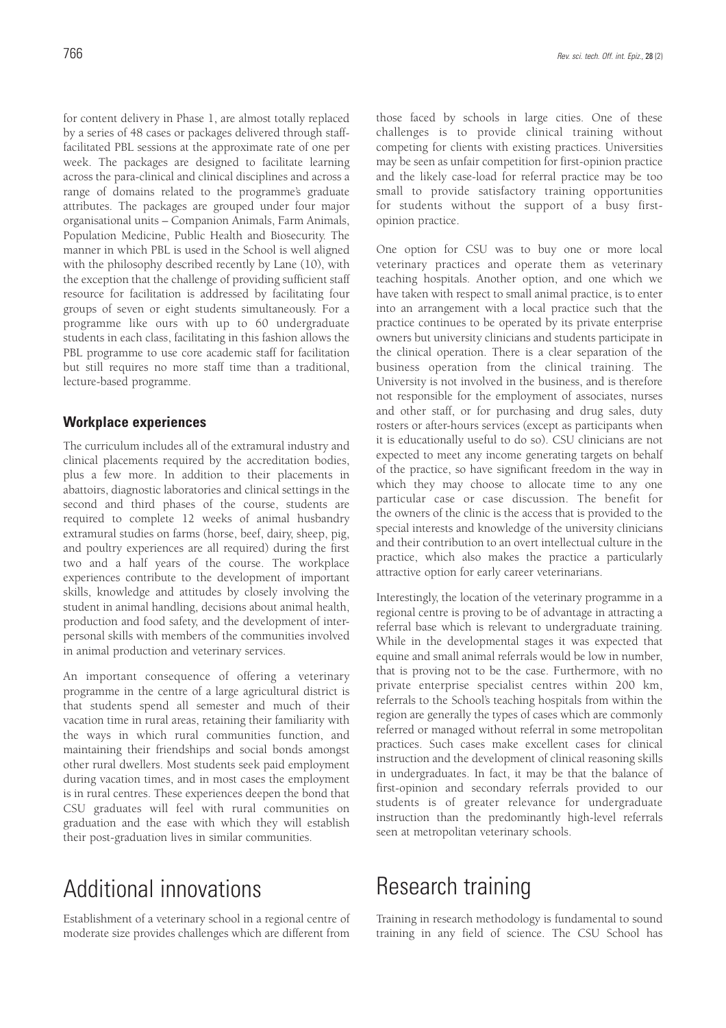for content delivery in Phase 1, are almost totally replaced by a series of 48 cases or packages delivered through staff-facilitated PBL sessions at the approximate rate of one per week. The packages are designed to facilitate learning across the para-clinical and clinical disciplines and across a range of domains related to the programme's graduate attributes. The packages are grouped under four major organisational units – Companion Animals, Farm Animals, Population Medicine, Public Health and Biosecurity. The manner in which PBL is used in the School is well aligned with the philosophy described recently by Lane (10), with the exception that the challenge of providing sufficient staff resource for facilitation is addressed by facilitating four groups of seven or eight students simultaneously. For a programme like ours with up to 60 undergraduate students in each class, facilitating in this fashion allows the PBL programme to use core academic staff for facilitation but still requires no more staff time than a traditional, lecture-based programme.

### Workplace experiences

The curriculum includes all of the extramural industry and clinical placements required by the accreditation bodies, plus a few more. In addition to their placements in abattoirs, diagnostic laboratories and clinical settings in the second and third phases of the course, students are required to complete 12 weeks of animal husbandry extramural studies on farms (horse, beef, dairy, sheep, pig, and poultry experiences are all required) during the first two and a half years of the course. The workplace experiences contribute to the development of important skills, knowledge and attitudes by closely involving the student in animal handling, decisions about animal health, production and food safety, and the development of interpersonal skills with members of the communities involved in animal production and veterinary services.

An important consequence of offering a veterinary programme in the centre of a large agricultural district is that students spend all semester and much of their vacation time in rural areas, retaining their familiarity with the ways in which rural communities function, and maintaining their friendships and social bonds amongst other rural dwellers. Most students seek paid employment during vacation times, and in most cases the employment is in rural centres. These experiences deepen the bond that CSU graduates will feel with rural communities on graduation and the ease with which they will establish their post-graduation lives in similar communities.

## Additional innovations

Establishment of a veterinary school in a regional centre of moderate size provides challenges which are different from those faced by schools in large cities. One of these challenges is to provide clinical training without competing for clients with existing practices. Universities may be seen as unfair competition for first-opinion practice and the likely case-load for referral practice may be too small to provide satisfactory training opportunities for students without the support of a busy first-opinion practice.

One option for CSU was to buy one or more local veterinary practices and operate them as veterinary teaching hospitals. Another option, and one which we have taken with respect to small animal practice, is to enter into an arrangement with a local practice such that the practice continues to be operated by its private enterprise owners but university clinicians and students participate in the clinical operation. There is a clear separation of the business operation from the clinical training. The University is not involved in the business, and is therefore not responsible for the employment of associates, nurses and other staff, or for purchasing and drug sales, duty rosters or after-hours services (except as participants when it is educationally useful to do so). CSU clinicians are not expected to meet any income generating targets on behalf of the practice, so have significant freedom in the way in which they may choose to allocate time to any one particular case or case discussion. The benefit for the owners of the clinic is the access that is provided to the special interests and knowledge of the university clinicians and their contribution to an overt intellectual culture in the practice, which also makes the practice a particularly attractive option for early career veterinarians.

Interestingly, the location of the veterinary programme in a regional centre is proving to be of advantage in attracting a referral base which is relevant to undergraduate training. While in the developmental stages it was expected that equine and small animal referrals would be low in number, that is proving not to be the case. Furthermore, with no private enterprise specialist centres within 200 km, referrals to the School's teaching hospitals from within the region are generally the types of cases which are commonly referred or managed without referral in some metropolitan practices. Such cases make excellent cases for clinical instruction and the development of clinical reasoning skills in undergraduates. In fact, it may be that the balance of first-opinion and secondary referrals provided to our students is of greater relevance for undergraduate instruction than the predominantly high-level referrals seen at metropolitan veterinary schools.

## Research training

Training in research methodology is fundamental to sound training in any field of science. The CSU School has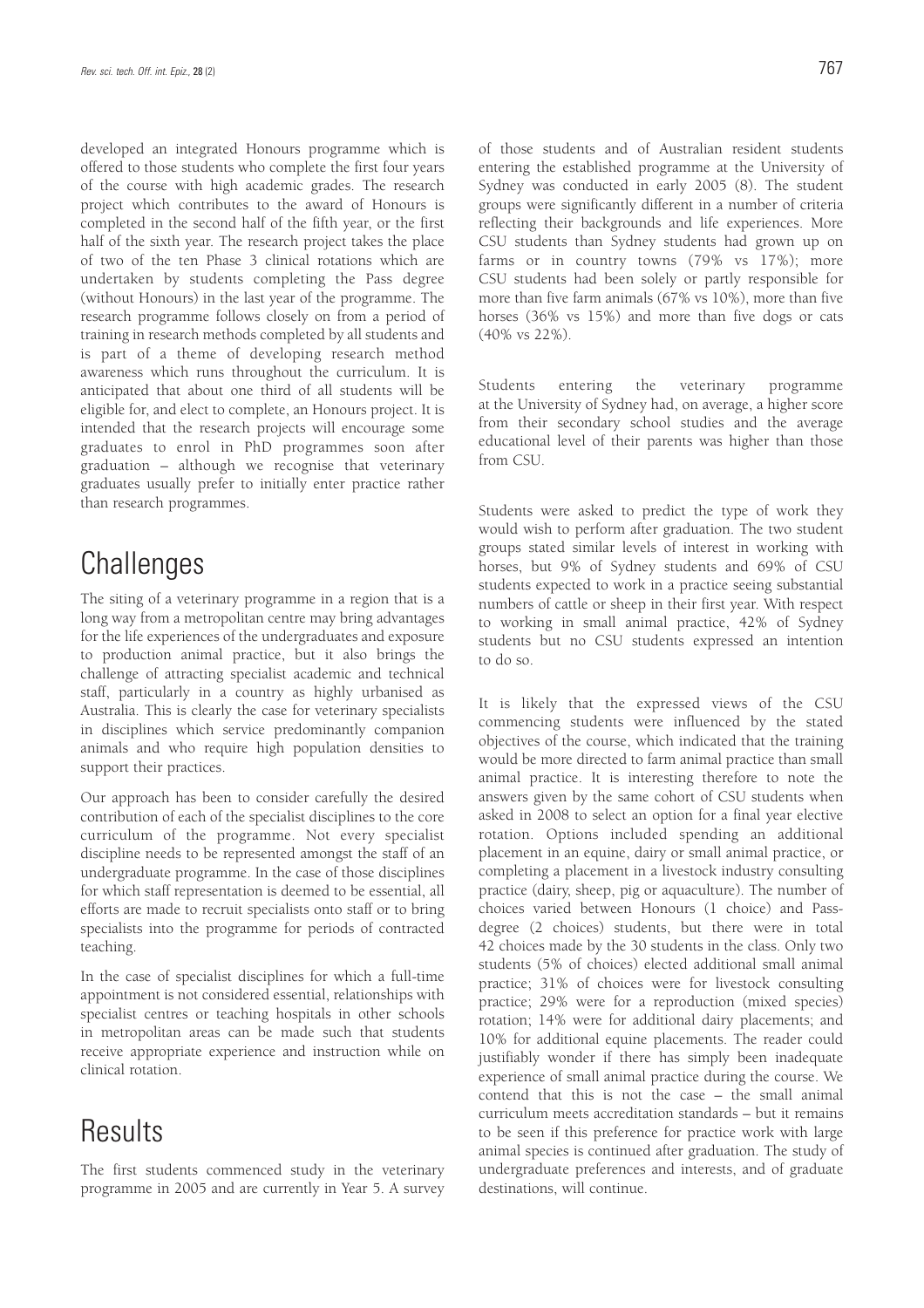developed an integrated Honours programme which is offered to those students who complete the first four years of the course with high academic grades. The research project which contributes to the award of Honours is completed in the second half of the fifth year, or the first half of the sixth year. The research project takes the place of two of the ten Phase 3 clinical rotations which are undertaken by students completing the Pass degree (without Honours) in the last year of the programme. The research programme follows closely on from a period of training in research methods completed by all students and is part of a theme of developing research method awareness which runs throughout the curriculum. It is anticipated that about one third of all students will be eligible for, and elect to complete, an Honours project. It is intended that the research projects will encourage some graduates to enrol in PhD programmes soon after graduation – although we recognise that veterinary graduates usually prefer to initially enter practice rather than research programmes.

# Challenges

The siting of a veterinary programme in a region that is a long way from a metropolitan centre may bring advantages for the life experiences of the undergraduates and exposure to production animal practice, but it also brings the challenge of attracting specialist academic and technical staff, particularly in a country as highly urbanised as Australia. This is clearly the case for veterinary specialists in disciplines which service predominantly companion animals and who require high population densities to support their practices.

Our approach has been to consider carefully the desired contribution of each of the specialist disciplines to the core curriculum of the programme. Not every specialist discipline needs to be represented amongst the staff of an undergraduate programme. In the case of those disciplines for which staff representation is deemed to be essential, all efforts are made to recruit specialists onto staff or to bring specialists into the programme for periods of contracted teaching.

In the case of specialist disciplines for which a full-time appointment is not considered essential, relationships with specialist centres or teaching hospitals in other schools in metropolitan areas can be made such that students receive appropriate experience and instruction while on clinical rotation.

# Results

The first students commenced study in the veterinary programme in 2005 and are currently in Year 5. A survey of those students and of Australian resident students entering the established programme at the University of Sydney was conducted in early 2005 (8). The student groups were significantly different in a number of criteria reflecting their backgrounds and life experiences. More CSU students than Sydney students had grown up on farms or in country towns (79% vs 17%); more CSU students had been solely or partly responsible for more than five farm animals (67% vs 10%), more than five horses (36% vs 15%) and more than five dogs or cats (40% vs 22%).

Students entering the veterinary programme at the University of Sydney had, on average, a higher score from their secondary school studies and the average educational level of their parents was higher than those from CSU.

Students were asked to predict the type of work they would wish to perform after graduation. The two student groups stated similar levels of interest in working with horses, but 9% of Sydney students and 69% of CSU students expected to work in a practice seeing substantial numbers of cattle or sheep in their first year. With respect to working in small animal practice, 42% of Sydney students but no CSU students expressed an intention to do so.

It is likely that the expressed views of the CSU commencing students were influenced by the stated objectives of the course, which indicated that the training would be more directed to farm animal practice than small animal practice. It is interesting therefore to note the answers given by the same cohort of CSU students when asked in 2008 to select an option for a final year elective rotation. Options included spending an additional placement in an equine, dairy or small animal practice, or completing a placement in a livestock industry consulting practice (dairy, sheep, pig or aquaculture). The number of choices varied between Honours (1 choice) and Pass-degree (2 choices) students, but there were in total 42 choices made by the 30 students in the class. Only two students (5% of choices) elected additional small animal practice; 31% of choices were for livestock consulting practice; 29% were for a reproduction (mixed species) rotation; 14% were for additional dairy placements; and 10% for additional equine placements. The reader could justifiably wonder if there has simply been inadequate experience of small animal practice during the course. We contend that this is not the case – the small animal curriculum meets accreditation standards – but it remains to be seen if this preference for practice work with large animal species is continued after graduation. The study of undergraduate preferences and interests, and of graduate destinations, will continue.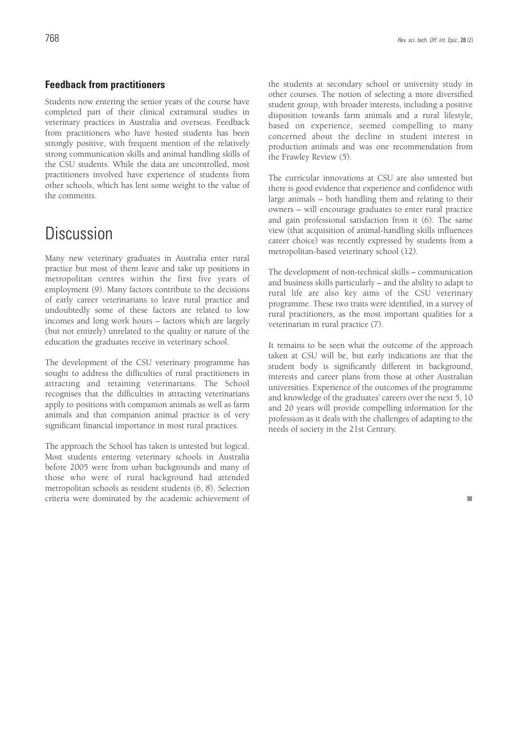### Feedback from practitioners

Students now entering the senior years of the course have completed part of their clinical extramural studies in veterinary practices in Australia and overseas. Feedback from practitioners who have hosted students has been strongly positive, with frequent mention of the relatively strong communication skills and animal handling skills of the CSU students. While the data are uncontrolled, most practitioners involved have experience of students from other schools, which has lent some weight to the value of the comments.

## Discussion

Many new veterinary graduates in Australia enter rural practice but most of them leave and take up positions in metropolitan centres within the first five years of employment (9). Many factors contribute to the decisions of early career veterinarians to leave rural practice and undoubtedly some of these factors are related to low incomes and long work hours – factors which are largely (but not entirely) unrelated to the quality or nature of the education the graduates receive in veterinary school.

The development of the CSU veterinary programme has sought to address the difficulties of rural practitioners in attracting and retaining veterinarians. The School recognises that the difficulties in attracting veterinarians apply to positions with companion animals as well as farm animals and that companion animal practice is of very significant financial importance in most rural practices.

The approach the School has taken is untested but logical. Most students entering veterinary schools in Australia before 2005 were from urban backgrounds and many of those who were of rural background had attended metropolitan schools as resident students (6, 8). Selection criteria were dominated by the academic achievement of the students at secondary school or university study in other courses. The notion of selecting a more diversified student group, with broader interests, including a positive disposition towards farm animals and a rural lifestyle, based on experience, seemed compelling to many concerned about the decline in student interest in production animals and was one recommendation from the Frawley Review (5).

The curricular innovations at CSU are also untested but there is good evidence that experience and confidence with large animals – both handling them and relating to their owners – will encourage graduates to enter rural practice and gain professional satisfaction from it (6). The same view (that acquisition of animal-handling skills influences career choice) was recently expressed by students from a metropolitan-based veterinary school (12).

The development of non-technical skills – communication and business skills particularly – and the ability to adapt to rural life are also key aims of the CSU veterinary programme. These two traits were identified, in a survey of rural practitioners, as the most important qualities for a veterinarian in rural practice (7).

It remains to be seen what the outcome of the approach taken at CSU will be, but early indications are that the student body is significantly different in background, interests and career plans from those at other Australian universities. Experience of the outcomes of the programme and knowledge of the graduates' careers over the next 5, 10 and 20 years will provide compelling information for the profession as it deals with the challenges of adapting to the needs of society in the 21st Century.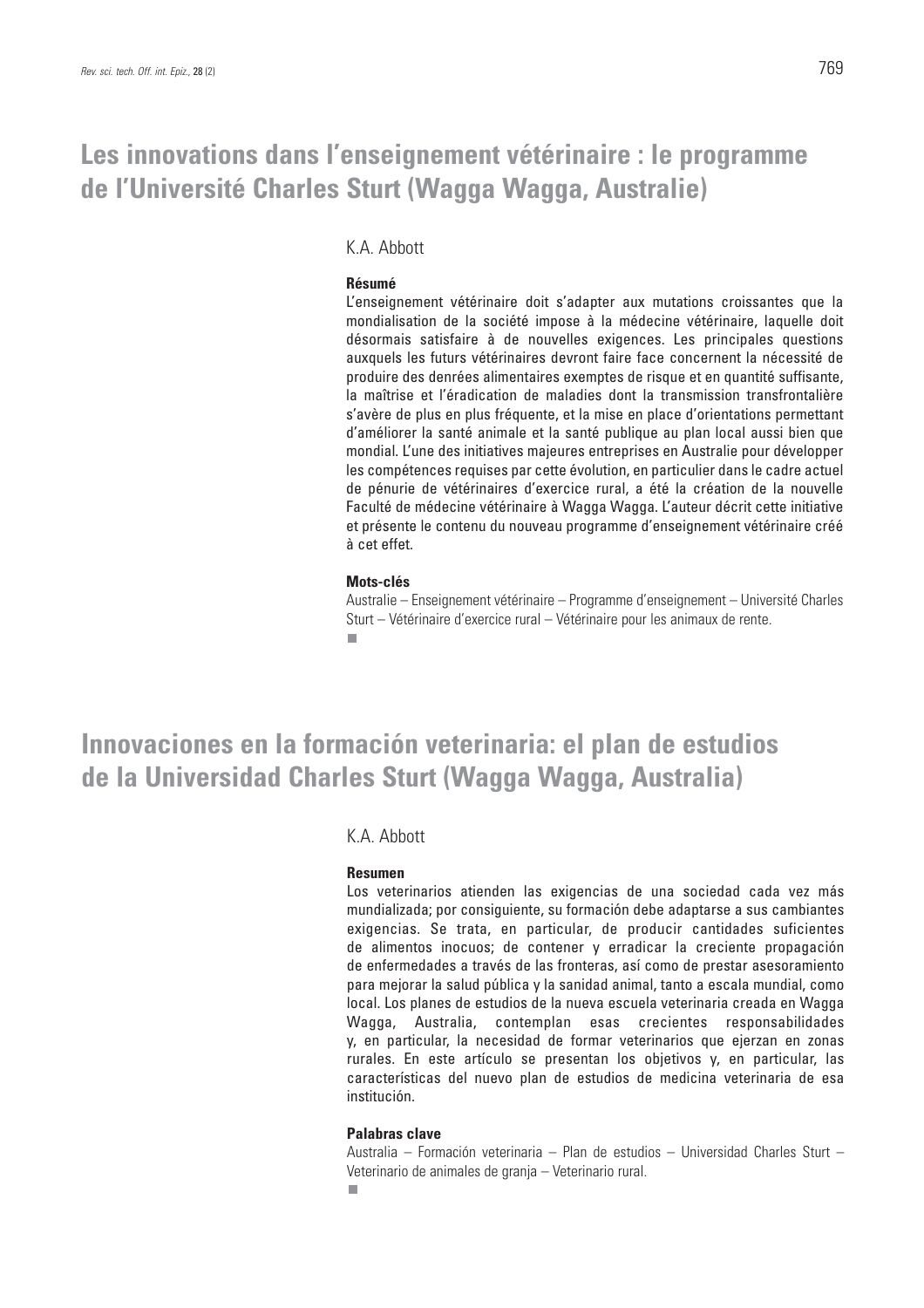# Les innovations dans l'enseignement vétérinaire : le programme de l'Université Charles Sturt (Wagga Wagga, Australie)

K.A. Abbott

**Résumé**

L'enseignement vétérinaire doit s'adapter aux mutations croissantes que la mondialisation de la société impose à la médecine vétérinaire, laquelle doit désormais satisfaire à de nouvelles exigences. Les principales questions auxquels les futurs vétérinaires devront faire face concernent la nécessité de produire des denrées alimentaires exemptes de risque et en quantité suffisante, la maîtrise et l'éradication de maladies dont la transmission transfrontalière s'avère de plus en plus fréquente, et la mise en place d'orientations permettant d'améliorer la santé animale et la santé publique au plan local aussi bien que mondial. L'une des initiatives majeures entreprises en Australie pour développer les compétences requises par cette évolution, en particulier dans le cadre actuel de pénurie de vétérinaires d'exercice rural, a été la création de la nouvelle Faculté de médecine vétérinaire à Wagga Wagga. L'auteur décrit cette initiative et présente le contenu du nouveau programme d'enseignement vétérinaire créé à cet effet.

**Mots-clés**

Australie – Enseignement vétérinaire – Programme d'enseignement – Université Charles Sturt – Vétérinaire d'exercice rural – Vétérinaire pour les animaux de rente.

# Innovaciones en la formación veterinaria: el plan de estudios de la Universidad Charles Sturt (Wagga Wagga, Australia)

K.A. Abbott

**Resumen**

Los veterinarios atienden las exigencias de una sociedad cada vez más mundializada; por consiguiente, su formación debe adaptarse a sus cambiantes exigencias. Se trata, en particular, de producir cantidades suficientes de alimentos inocuos; de contener y erradicar la creciente propagación de enfermedades a través de las fronteras, así como de prestar asesoramiento para mejorar la salud pública y la sanidad animal, tanto a escala mundial, como local. Los planes de estudios de la nueva escuela veterinaria creada en Wagga Wagga, Australia, contemplan esas crecientes responsabilidades y, en particular, la necesidad de formar veterinarios que ejerzan en zonas rurales. En este artículo se presentan los objetivos y, en particular, las características del nuevo plan de estudios de medicina veterinaria de esa institución.

**Palabras clave**

Australia – Formación veterinaria – Plan de estudios – Universidad Charles Sturt – Veterinario de animales de granja – Veterinario rural.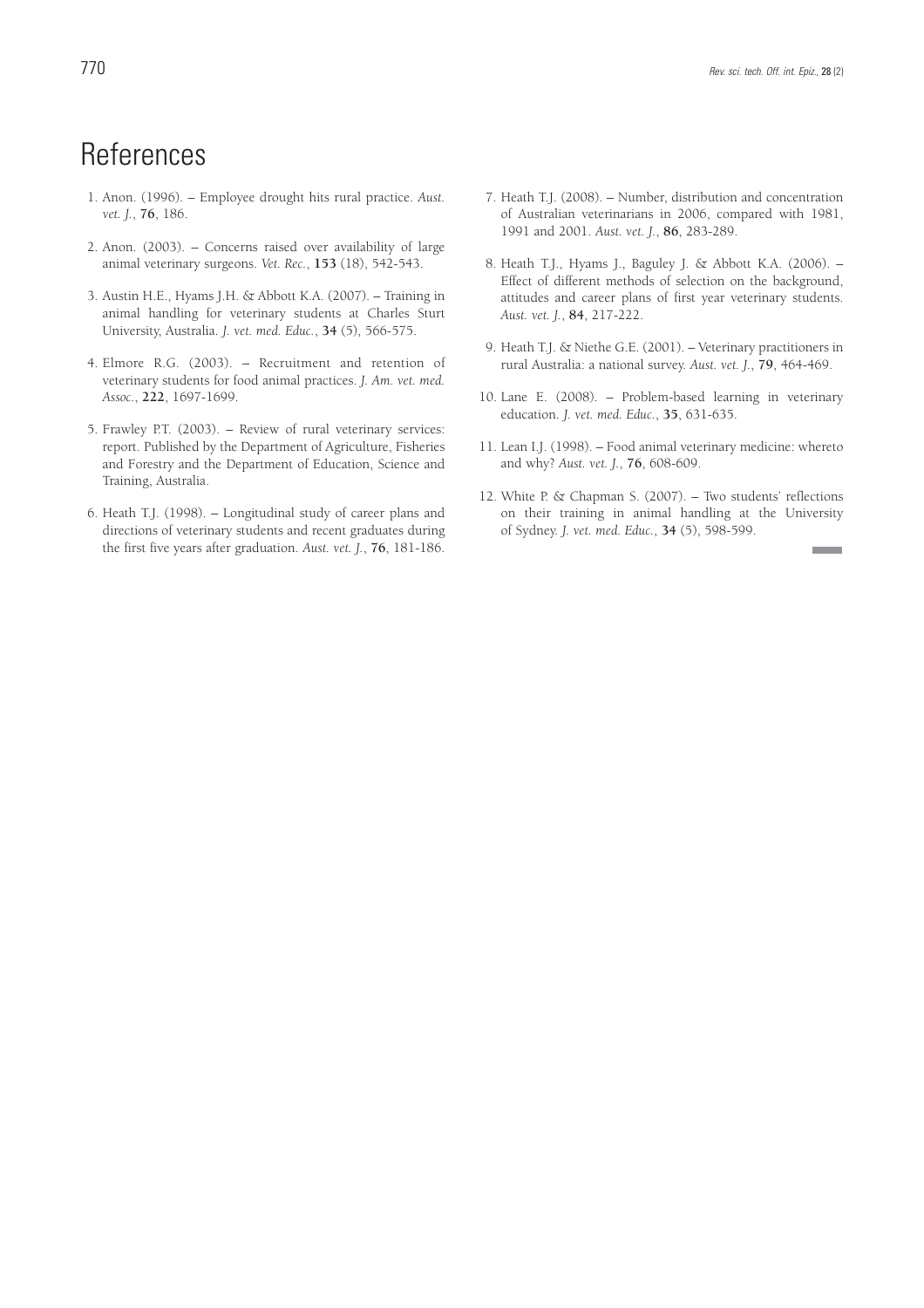# References

1. Anon. (1996). – Employee drought hits rural practice. *Aust. vet. J.*, **76**, 186.

2. Anon. (2003). – Concerns raised over availability of large animal veterinary surgeons. *Vet. Rec.*, **153** (18), 542-543.

3. Austin H.E., Hyams J.H. & Abbott K.A. (2007). – Training in animal handling for veterinary students at Charles Sturt University, Australia. *J. vet. med. Educ.*, **34** (5), 566-575.

4. Elmore R.G. (2003). – Recruitment and retention of veterinary students for food animal practices. *J. Am. vet. med. Assoc.*, **222**, 1697-1699.

5. Frawley P.T. (2003). – Review of rural veterinary services: report. Published by the Department of Agriculture, Fisheries and Forestry and the Department of Education, Science and Training, Australia.

6. Heath T.J. (1998). – Longitudinal study of career plans and directions of veterinary students and recent graduates during the first five years after graduation. *Aust. vet. J.*, **76**, 181-186.

7. Heath T.J. (2008). – Number, distribution and concentration of Australian veterinarians in 2006, compared with 1981, 1991 and 2001. *Aust. vet. J.*, **86**, 283-289.

8. Heath T.J., Hyams J., Baguley J. & Abbott K.A. (2006). – Effect of different methods of selection on the background, attitudes and career plans of first year veterinary students. *Aust. vet. J.*, **84**, 217-222.

9. Heath T.J. & Niethe G.E. (2001). – Veterinary practitioners in rural Australia: a national survey. *Aust. vet. J.*, **79**, 464-469.

10. Lane E. (2008). – Problem-based learning in veterinary education. *J. vet. med. Educ.*, **35**, 631-635.

11. Lean I.J. (1998). – Food animal veterinary medicine: whereto and why? *Aust. vet. J.*, **76**, 608-609.

12. White P. & Chapman S. (2007). – Two students' reflections on their training in animal handling at the University of Sydney. *J. vet. med. Educ.*, **34** (5), 598-599.